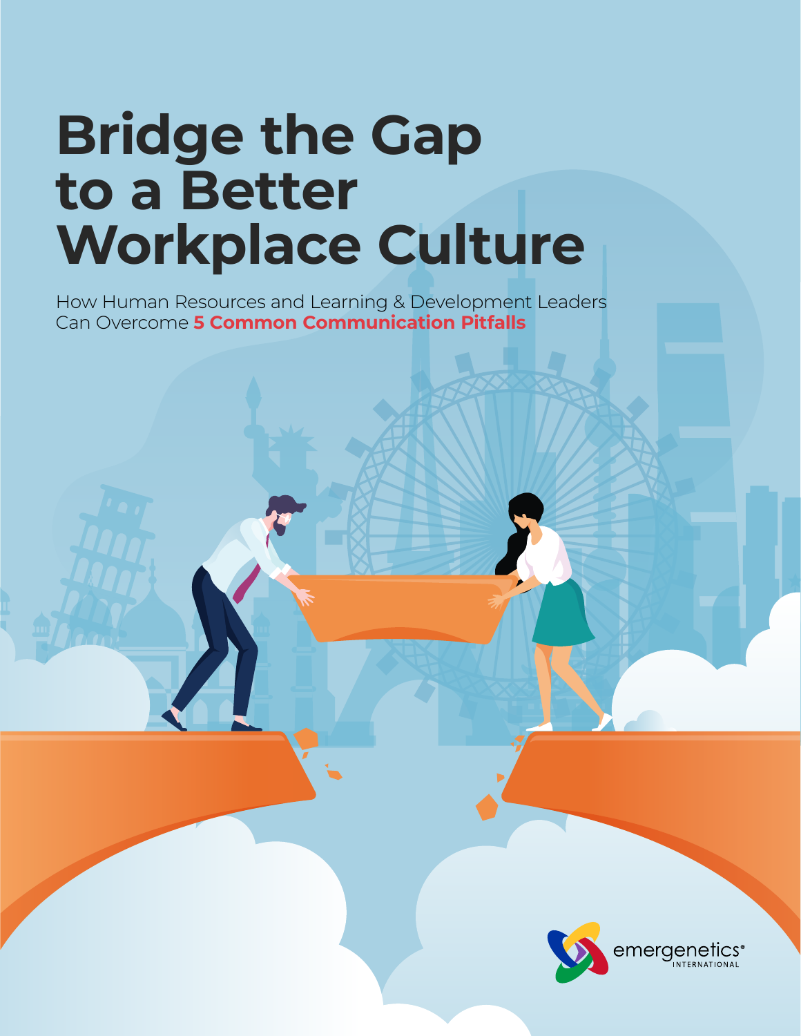# Bridge the Gap to a Better Workplace Culture

How Human Resources and Learning & Development Leaders Can Overcome **5 Common Communication Pitfalls**

emergenetics® INTERNATIONAL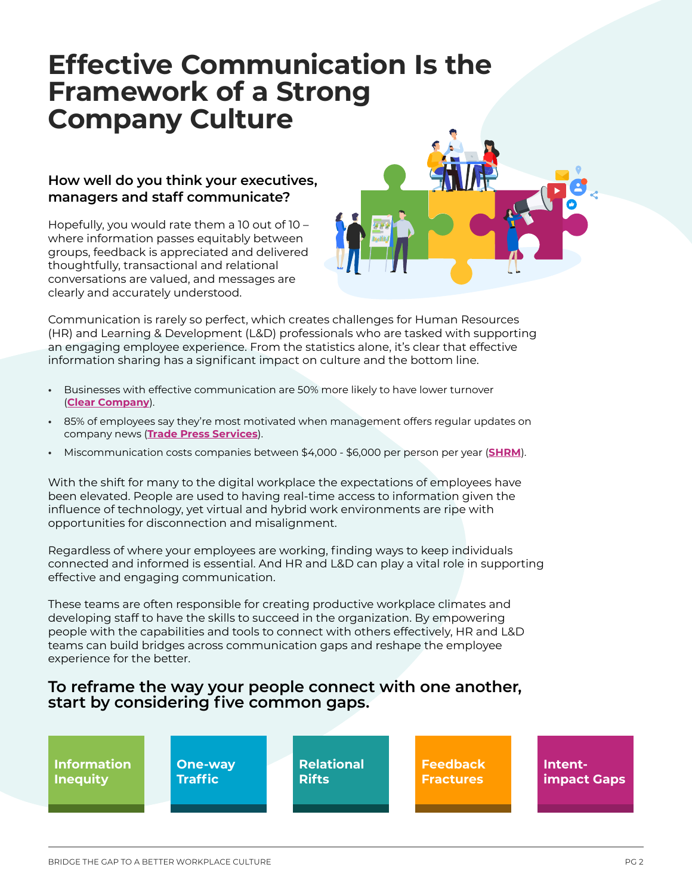# Effective Communication Is the Framework of a Strong Company Culture

### How well do you think your executives, managers and staff communicate?

Hopefully, you would rate them a 10 out of 10 – where information passes equitably between groups, feedback is appreciated and delivered thoughtfully, transactional and relational conversations are valued, and messages are clearly and accurately understood.

Communication is rarely so perfect, which creates challenges for Human Resources (HR) and Learning & Development (L&D) professionals who are tasked with supporting an engaging employee experience. From the statistics alone, it's clear that effective information sharing has a significant impact on culture and the bottom line.

- Businesses with effective communication are 50% more likely to have lower turnover (**Clear Company**).
- 85% of employees say they're most motivated when management offers regular updates on company news (**Trade Press Services**).
- Miscommunication costs companies between $4,000 - $6,000 per person per year (**SHRM**).

With the shift for many to the digital workplace the expectations of employees have been elevated. People are used to having real-time access to information given the influence of technology, yet virtual and hybrid work environments are ripe with opportunities for disconnection and misalignment.

Regardless of where your employees are working, finding ways to keep individuals connected and informed is essential. And HR and L&D can play a vital role in supporting effective and engaging communication.

These teams are often responsible for creating productive workplace climates and developing staff to have the skills to succeed in the organization. By empowering people with the capabilities and tools to connect with others effectively, HR and L&D teams can build bridges across communication gaps and reshape the employee experience for the better.

## To reframe the way your people connect with one another, start by considering five common gaps.

- **Information Inequity**
- **One-way Traffic**
- **Relational Rifts**
- **Feedback Fractures**
- **Intent-impact Gaps**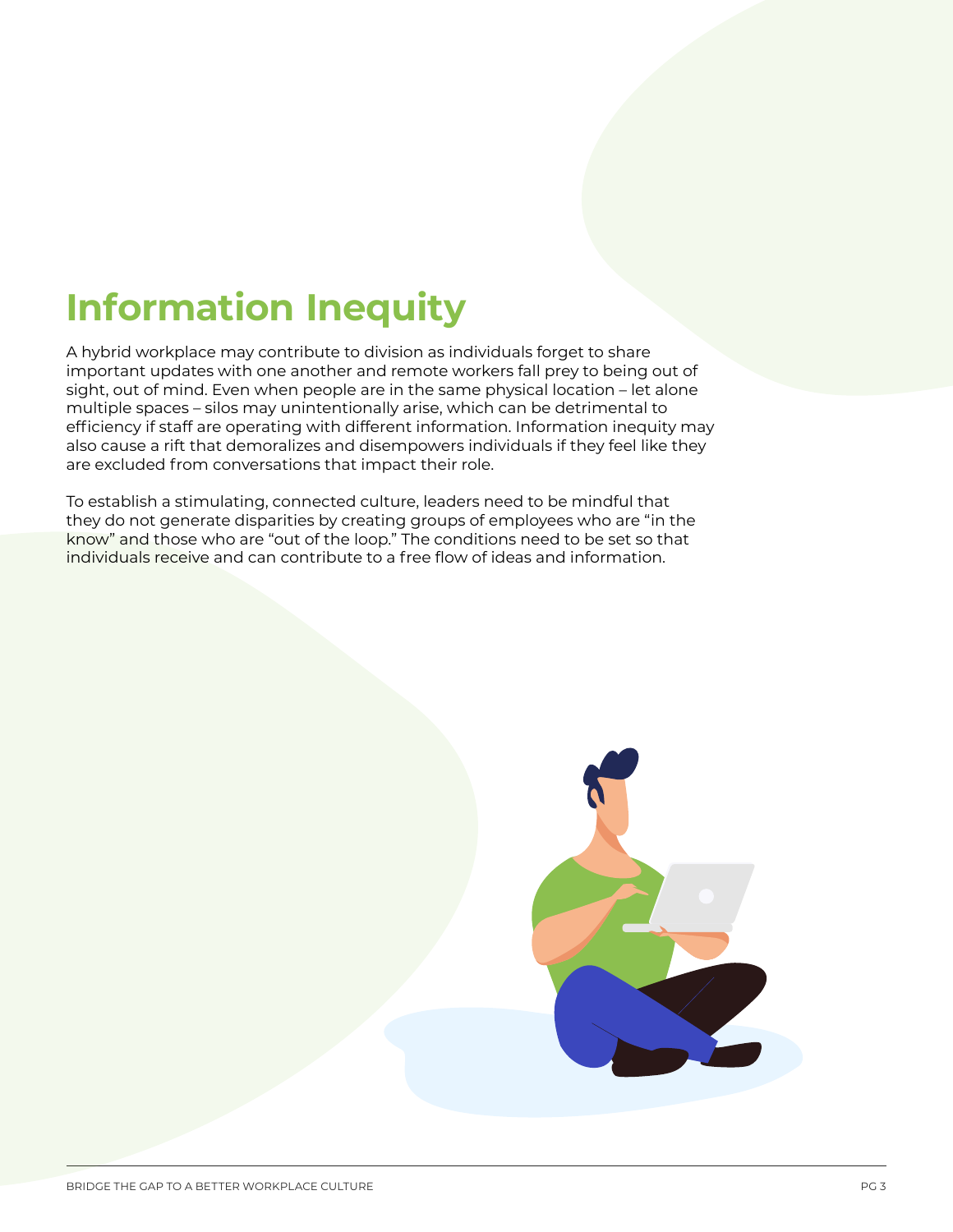# Information Inequity

A hybrid workplace may contribute to division as individuals forget to share important updates with one another and remote workers fall prey to being out of sight, out of mind. Even when people are in the same physical location – let alone multiple spaces – silos may unintentionally arise, which can be detrimental to efficiency if staff are operating with different information. Information inequity may also cause a rift that demoralizes and disempowers individuals if they feel like they are excluded from conversations that impact their role.

To establish a stimulating, connected culture, leaders need to be mindful that they do not generate disparities by creating groups of employees who are "in the know" and those who are "out of the loop." The conditions need to be set so that individuals receive and can contribute to a free flow of ideas and information.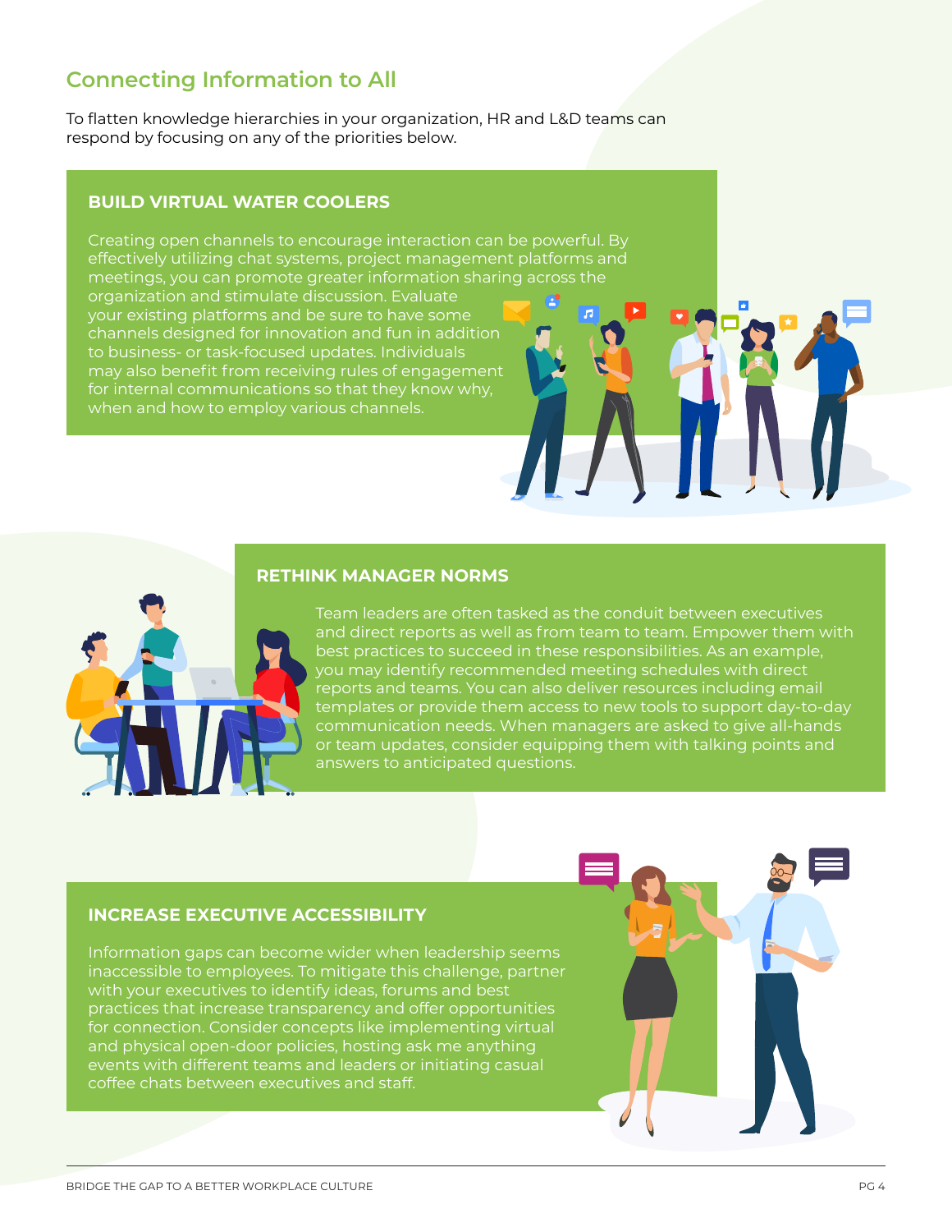## Connecting Information to All

To flatten knowledge hierarchies in your organization, HR and L&D teams can respond by focusing on any of the priorities below.

### BUILD VIRTUAL WATER COOLERS

Creating open channels to encourage interaction can be powerful. By effectively utilizing chat systems, project management platforms and meetings, you can promote greater information sharing across the organization and stimulate discussion. Evaluate your existing platforms and be sure to have some channels designed for innovation and fun in addition to business- or task-focused updates. Individuals may also benefit from receiving rules of engagement for internal communications so that they know why, when and how to employ various channels.

### RETHINK MANAGER NORMS

Team leaders are often tasked as the conduit between executives and direct reports as well as from team to team. Empower them with best practices to succeed in these responsibilities. As an example, you may identify recommended meeting schedules with direct reports and teams. You can also deliver resources including email templates or provide them access to new tools to support day-to-day communication needs. When managers are asked to give all-hands or team updates, consider equipping them with talking points and answers to anticipated questions.

### INCREASE EXECUTIVE ACCESSIBILITY

Information gaps can become wider when leadership seems inaccessible to employees. To mitigate this challenge, partner with your executives to identify ideas, forums and best practices that increase transparency and offer opportunities for connection. Consider concepts like implementing virtual and physical open-door policies, hosting ask me anything events with different teams and leaders or initiating casual coffee chats between executives and staff.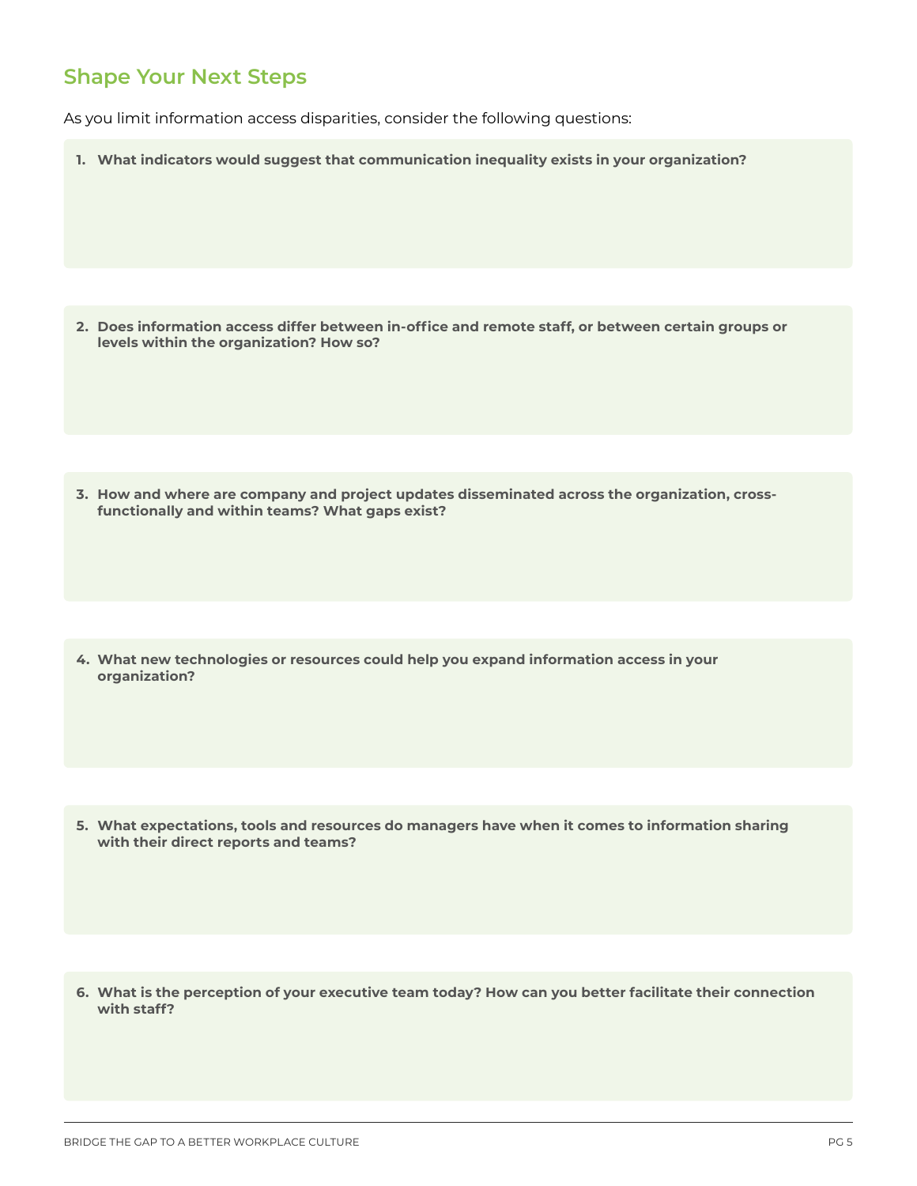## Shape Your Next Steps

As you limit information access disparities, consider the following questions:

1. **What indicators would suggest that communication inequality exists in your organization?**

2. **Does information access differ between in-office and remote staff, or between certain groups or levels within the organization? How so?**

3. **How and where are company and project updates disseminated across the organization, cross-functionally and within teams? What gaps exist?**

4. **What new technologies or resources could help you expand information access in your organization?**

5. **What expectations, tools and resources do managers have when it comes to information sharing with their direct reports and teams?**

6. **What is the perception of your executive team today? How can you better facilitate their connection with staff?**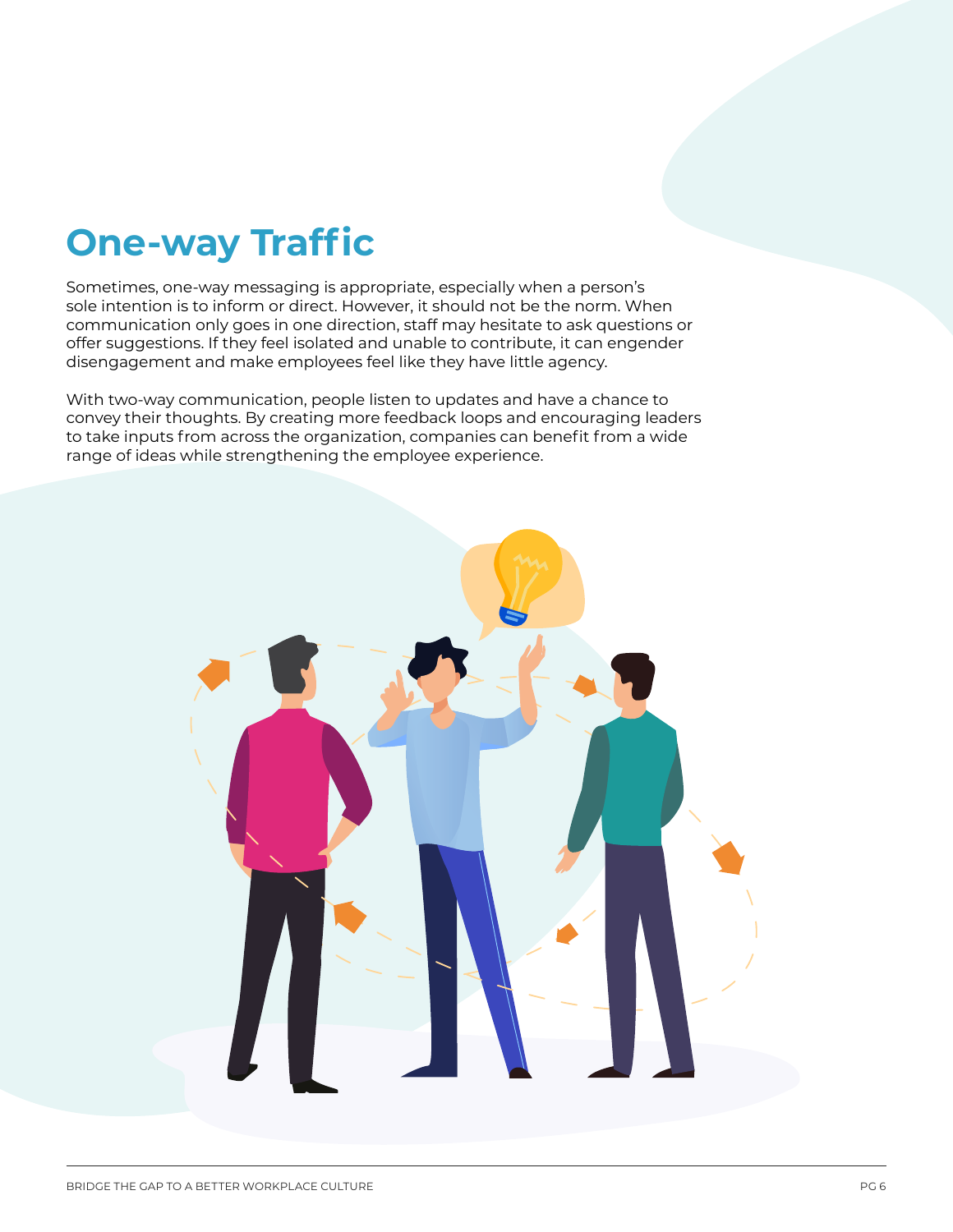# One-way Traffic

Sometimes, one-way messaging is appropriate, especially when a person's sole intention is to inform or direct. However, it should not be the norm. When communication only goes in one direction, staff may hesitate to ask questions or offer suggestions. If they feel isolated and unable to contribute, it can engender disengagement and make employees feel like they have little agency.

With two-way communication, people listen to updates and have a chance to convey their thoughts. By creating more feedback loops and encouraging leaders to take inputs from across the organization, companies can benefit from a wide range of ideas while strengthening the employee experience.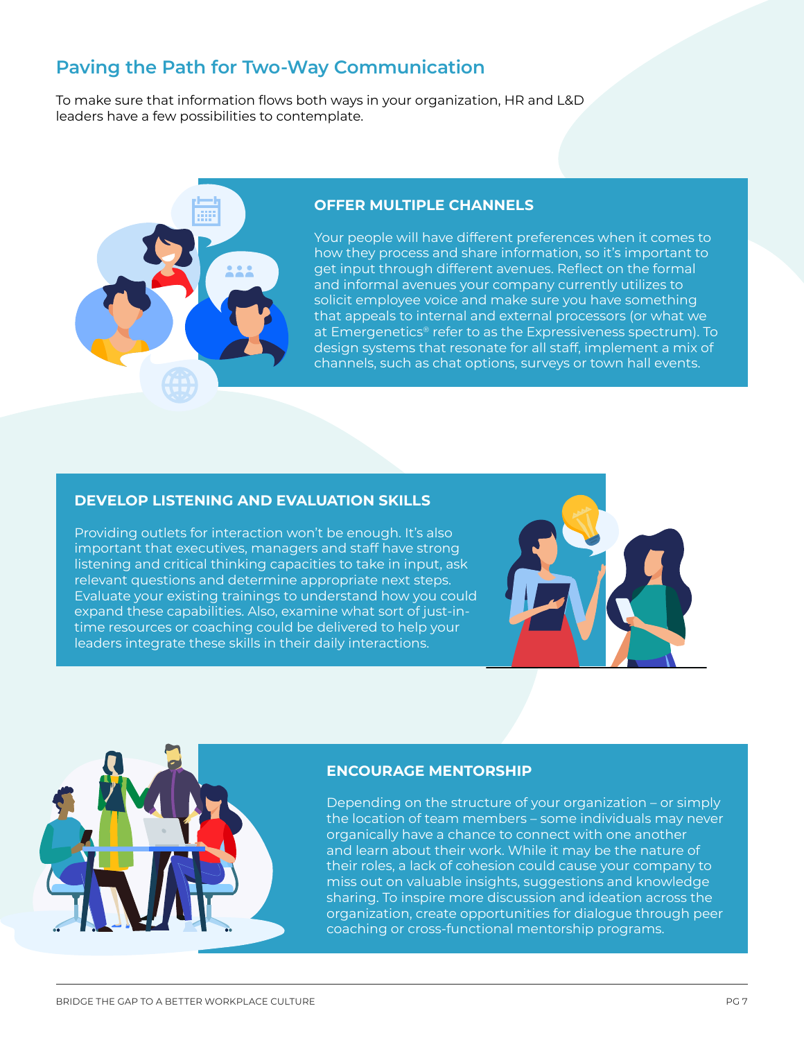## Paving the Path for Two-Way Communication

To make sure that information flows both ways in your organization, HR and L&D leaders have a few possibilities to contemplate.

### OFFER MULTIPLE CHANNELS

Your people will have different preferences when it comes to how they process and share information, so it's important to get input through different avenues. Reflect on the formal and informal avenues your company currently utilizes to solicit employee voice and make sure you have something that appeals to internal and external processors (or what we at Emergenetics® refer to as the Expressiveness spectrum). To design systems that resonate for all staff, implement a mix of channels, such as chat options, surveys or town hall events.

### DEVELOP LISTENING AND EVALUATION SKILLS

Providing outlets for interaction won't be enough. It's also important that executives, managers and staff have strong listening and critical thinking capacities to take in input, ask relevant questions and determine appropriate next steps. Evaluate your existing trainings to understand how you could expand these capabilities. Also, examine what sort of just-in-time resources or coaching could be delivered to help your leaders integrate these skills in their daily interactions.

### ENCOURAGE MENTORSHIP

Depending on the structure of your organization – or simply the location of team members – some individuals may never organically have a chance to connect with one another and learn about their work. While it may be the nature of their roles, a lack of cohesion could cause your company to miss out on valuable insights, suggestions and knowledge sharing. To inspire more discussion and ideation across the organization, create opportunities for dialogue through peer coaching or cross-functional mentorship programs.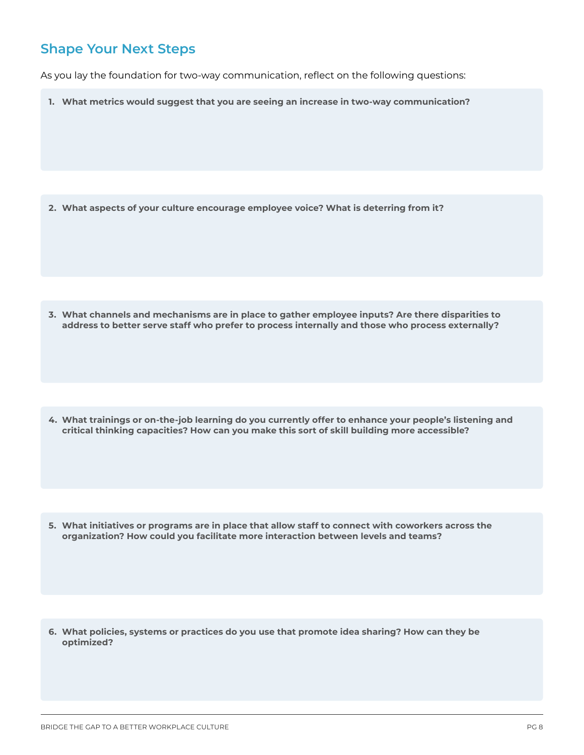## Shape Your Next Steps

As you lay the foundation for two-way communication, reflect on the following questions:

1. **What metrics would suggest that you are seeing an increase in two-way communication?**

2. **What aspects of your culture encourage employee voice? What is deterring from it?**

3. **What channels and mechanisms are in place to gather employee inputs? Are there disparities to address to better serve staff who prefer to process internally and those who process externally?**

4. **What trainings or on-the-job learning do you currently offer to enhance your people's listening and critical thinking capacities? How can you make this sort of skill building more accessible?**

5. **What initiatives or programs are in place that allow staff to connect with coworkers across the organization? How could you facilitate more interaction between levels and teams?**

6. **What policies, systems or practices do you use that promote idea sharing? How can they be optimized?**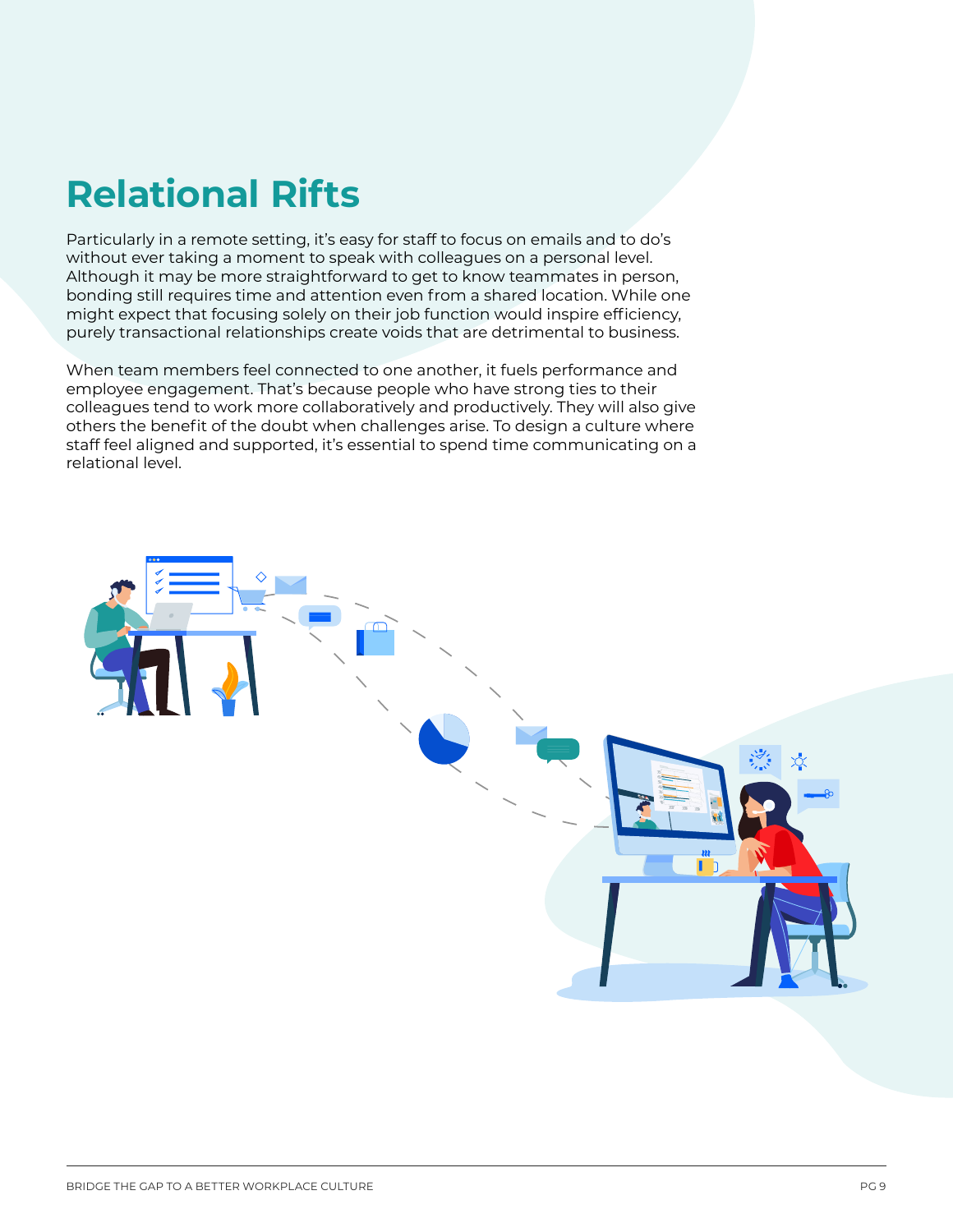# Relational Rifts

Particularly in a remote setting, it's easy for staff to focus on emails and to do's without ever taking a moment to speak with colleagues on a personal level. Although it may be more straightforward to get to know teammates in person, bonding still requires time and attention even from a shared location. While one might expect that focusing solely on their job function would inspire efficiency, purely transactional relationships create voids that are detrimental to business.

When team members feel connected to one another, it fuels performance and employee engagement. That's because people who have strong ties to their colleagues tend to work more collaboratively and productively. They will also give others the benefit of the doubt when challenges arise. To design a culture where staff feel aligned and supported, it's essential to spend time communicating on a relational level.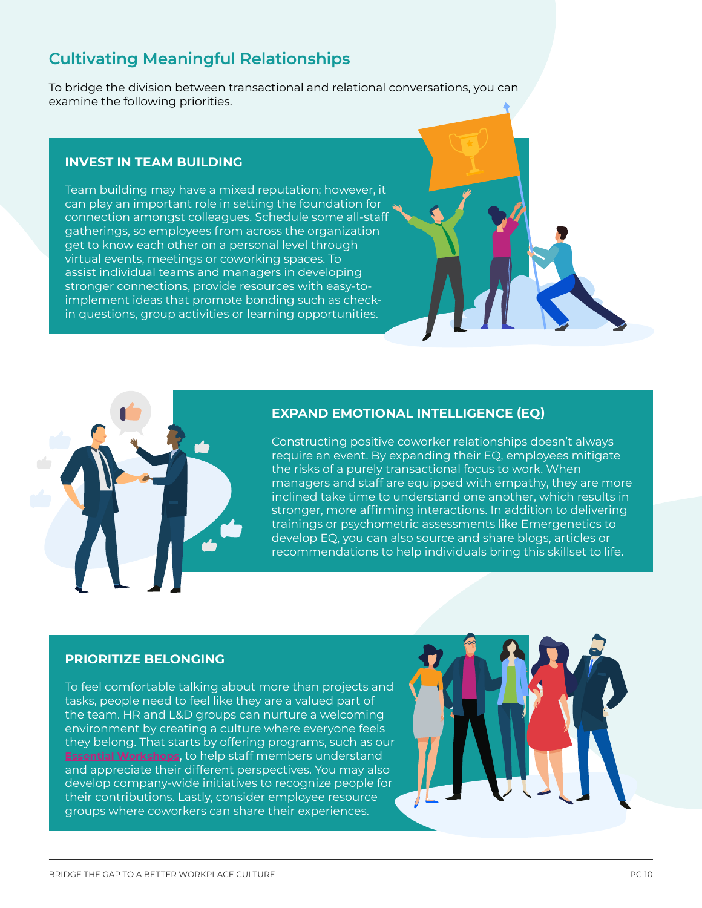## Cultivating Meaningful Relationships

To bridge the division between transactional and relational conversations, you can examine the following priorities.

### INVEST IN TEAM BUILDING

Team building may have a mixed reputation; however, it can play an important role in setting the foundation for connection amongst colleagues. Schedule some all-staff gatherings, so employees from across the organization get to know each other on a personal level through virtual events, meetings or coworking spaces. To assist individual teams and managers in developing stronger connections, provide resources with easy-to-implement ideas that promote bonding such as check-in questions, group activities or learning opportunities.

### EXPAND EMOTIONAL INTELLIGENCE (EQ)

Constructing positive coworker relationships doesn't always require an event. By expanding their EQ, employees mitigate the risks of a purely transactional focus to work. When managers and staff are equipped with empathy, they are more inclined take time to understand one another, which results in stronger, more affirming interactions. In addition to delivering trainings or psychometric assessments like Emergenetics to develop EQ, you can also source and share blogs, articles or recommendations to help individuals bring this skillset to life.

### PRIORITIZE BELONGING

To feel comfortable talking about more than projects and tasks, people need to feel like they are a valued part of the team. HR and L&D groups can nurture a welcoming environment by creating a culture where everyone feels they belong. That starts by offering programs, such as our Essential Workshops, to help staff members understand and appreciate their different perspectives. You may also develop company-wide initiatives to recognize people for their contributions. Lastly, consider employee resource groups where coworkers can share their experiences.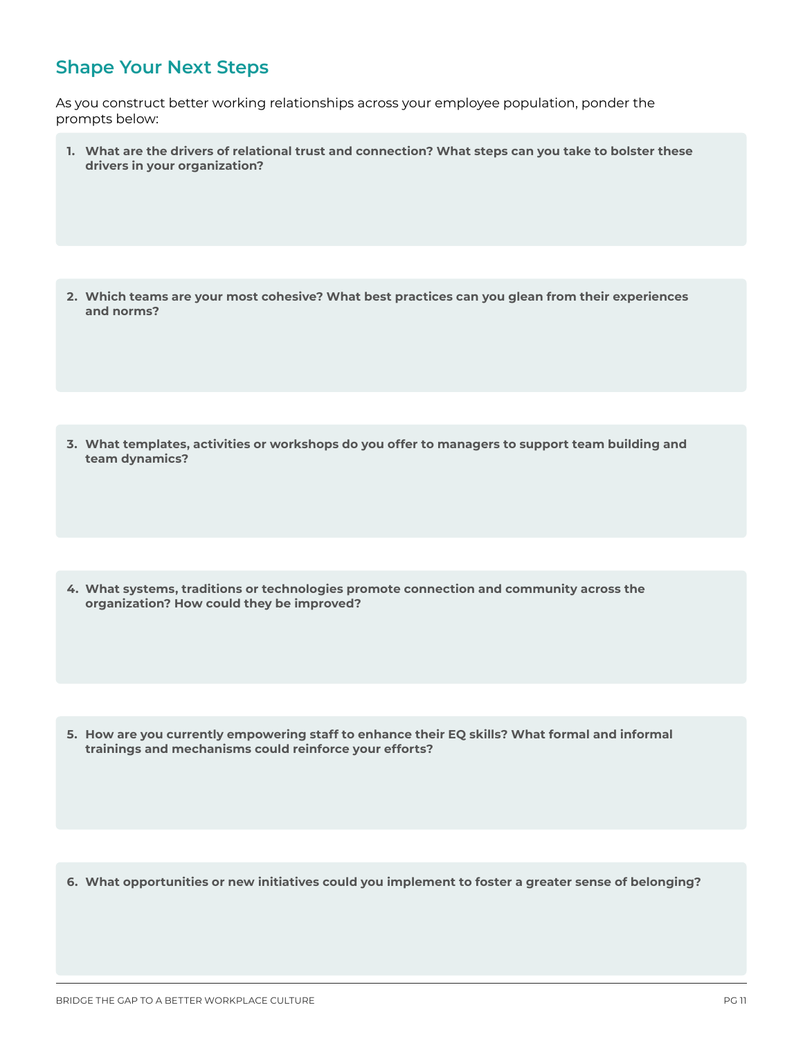## Shape Your Next Steps

As you construct better working relationships across your employee population, ponder the prompts below:

1. **What are the drivers of relational trust and connection? What steps can you take to bolster these drivers in your organization?**

2. **Which teams are your most cohesive? What best practices can you glean from their experiences and norms?**

3. **What templates, activities or workshops do you offer to managers to support team building and team dynamics?**

4. **What systems, traditions or technologies promote connection and community across the organization? How could they be improved?**

5. **How are you currently empowering staff to enhance their EQ skills? What formal and informal trainings and mechanisms could reinforce your efforts?**

6. **What opportunities or new initiatives could you implement to foster a greater sense of belonging?**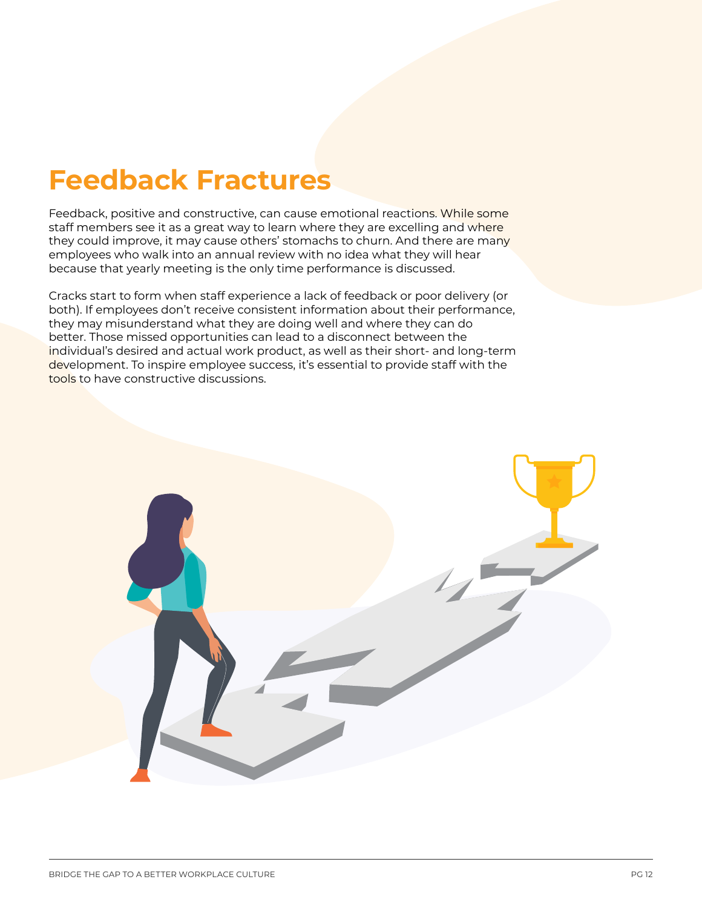# Feedback Fractures

Feedback, positive and constructive, can cause emotional reactions. While some staff members see it as a great way to learn where they are excelling and where they could improve, it may cause others' stomachs to churn. And there are many employees who walk into an annual review with no idea what they will hear because that yearly meeting is the only time performance is discussed.

Cracks start to form when staff experience a lack of feedback or poor delivery (or both). If employees don't receive consistent information about their performance, they may misunderstand what they are doing well and where they can do better. Those missed opportunities can lead to a disconnect between the individual's desired and actual work product, as well as their short- and long-term development. To inspire employee success, it's essential to provide staff with the tools to have constructive discussions.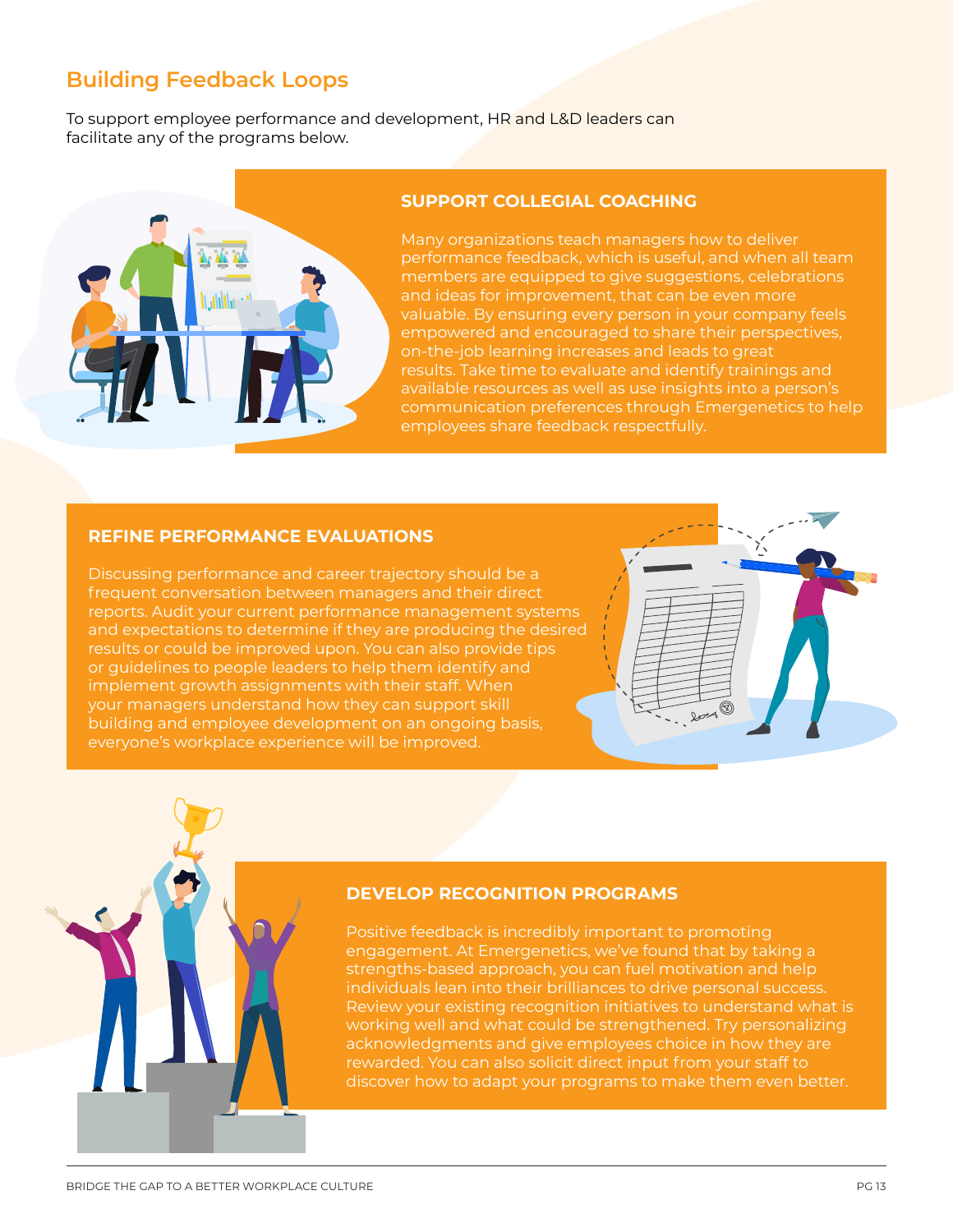## Building Feedback Loops

To support employee performance and development, HR and L&D leaders can facilitate any of the programs below.

### SUPPORT COLLEGIAL COACHING

Many organizations teach managers how to deliver performance feedback, which is useful, and when all team members are equipped to give suggestions, celebrations and ideas for improvement, that can be even more valuable. By ensuring every person in your company feels empowered and encouraged to share their perspectives, on-the-job learning increases and leads to great results. Take time to evaluate and identify trainings and available resources as well as use insights into a person's communication preferences through Emergenetics to help employees share feedback respectfully.

### REFINE PERFORMANCE EVALUATIONS

Discussing performance and career trajectory should be a frequent conversation between managers and their direct reports. Audit your current performance management systems and expectations to determine if they are producing the desired results or could be improved upon. You can also provide tips or guidelines to people leaders to help them identify and implement growth assignments with their staff. When your managers understand how they can support skill building and employee development on an ongoing basis, everyone's workplace experience will be improved.

### DEVELOP RECOGNITION PROGRAMS

Positive feedback is incredibly important to promoting engagement. At Emergenetics, we've found that by taking a strengths-based approach, you can fuel motivation and help individuals lean into their brilliances to drive personal success. Review your existing recognition initiatives to understand what is working well and what could be strengthened. Try personalizing acknowledgments and give employees choice in how they are rewarded. You can also solicit direct input from your staff to discover how to adapt your programs to make them even better.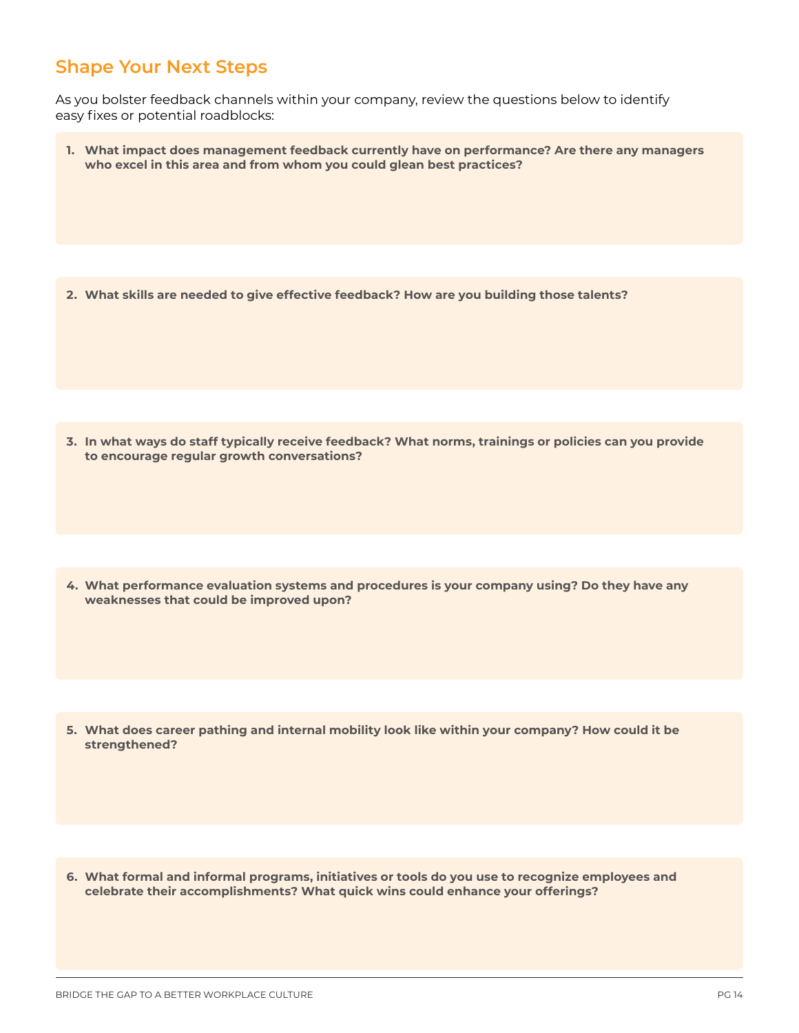## Shape Your Next Steps

As you bolster feedback channels within your company, review the questions below to identify easy fixes or potential roadblocks:

1. **What impact does management feedback currently have on performance? Are there any managers who excel in this area and from whom you could glean best practices?**

2. **What skills are needed to give effective feedback? How are you building those talents?**

3. **In what ways do staff typically receive feedback? What norms, trainings or policies can you provide to encourage regular growth conversations?**

4. **What performance evaluation systems and procedures is your company using? Do they have any weaknesses that could be improved upon?**

5. **What does career pathing and internal mobility look like within your company? How could it be strengthened?**

6. **What formal and informal programs, initiatives or tools do you use to recognize employees and celebrate their accomplishments? What quick wins could enhance your offerings?**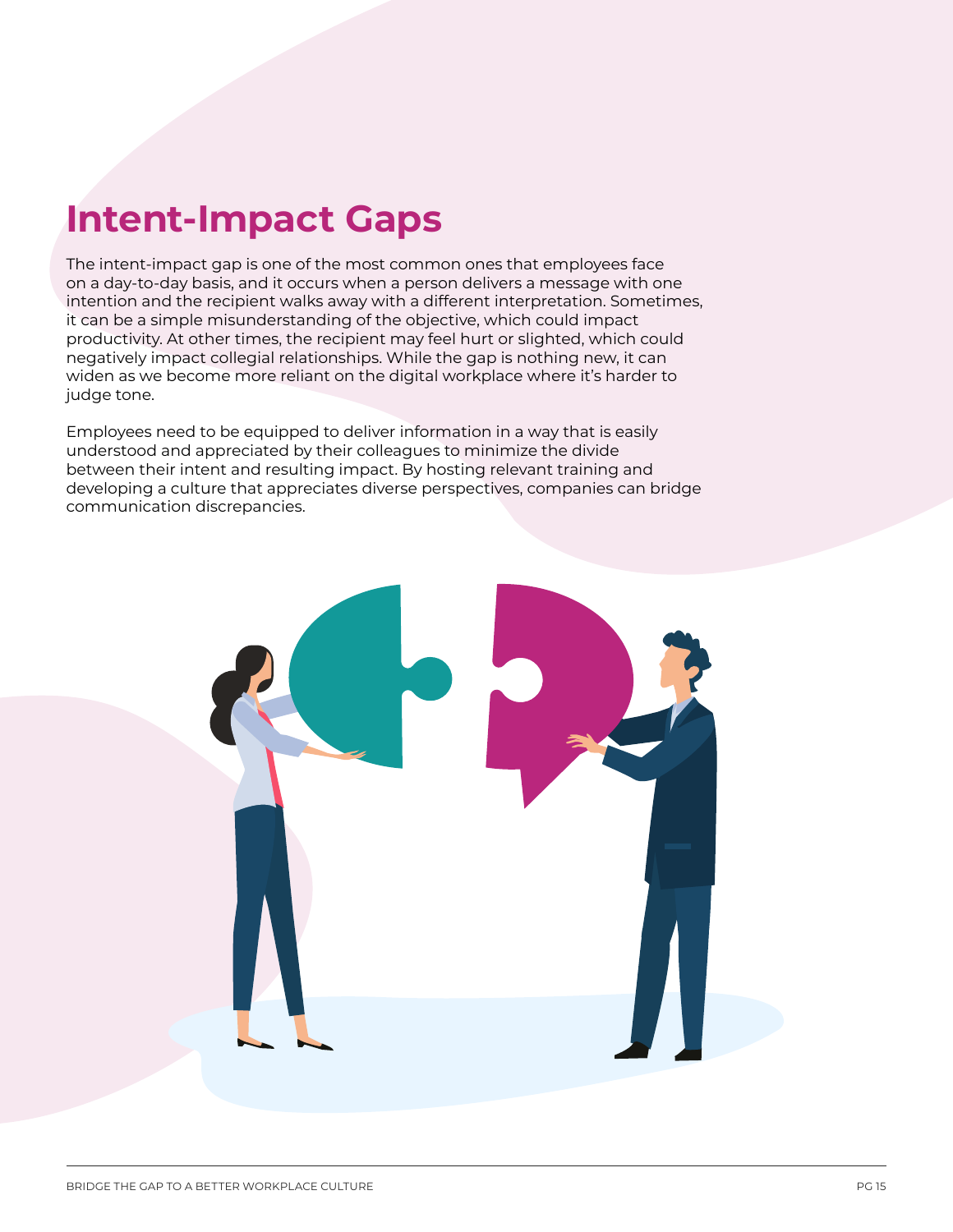# Intent-Impact Gaps

The intent-impact gap is one of the most common ones that employees face on a day-to-day basis, and it occurs when a person delivers a message with one intention and the recipient walks away with a different interpretation. Sometimes, it can be a simple misunderstanding of the objective, which could impact productivity. At other times, the recipient may feel hurt or slighted, which could negatively impact collegial relationships. While the gap is nothing new, it can widen as we become more reliant on the digital workplace where it's harder to judge tone.

Employees need to be equipped to deliver information in a way that is easily understood and appreciated by their colleagues to minimize the divide between their intent and resulting impact. By hosting relevant training and developing a culture that appreciates diverse perspectives, companies can bridge communication discrepancies.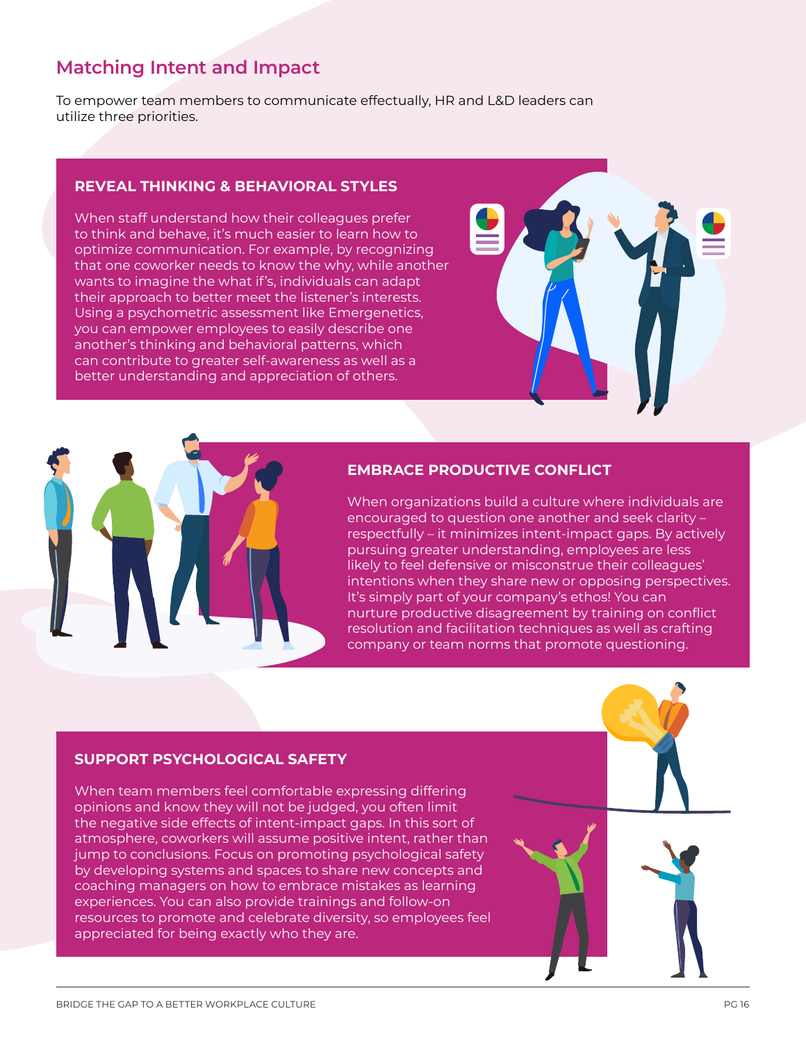## Matching Intent and Impact

To empower team members to communicate effectually, HR and L&D leaders can utilize three priorities.

### REVEAL THINKING & BEHAVIORAL STYLES

When staff understand how their colleagues prefer to think and behave, it's much easier to learn how to optimize communication. For example, by recognizing that one coworker needs to know the why, while another wants to imagine the what if's, individuals can adapt their approach to better meet the listener's interests. Using a psychometric assessment like Emergenetics, you can empower employees to easily describe one another's thinking and behavioral patterns, which can contribute to greater self-awareness as well as a better understanding and appreciation of others.

### EMBRACE PRODUCTIVE CONFLICT

When organizations build a culture where individuals are encouraged to question one another and seek clarity – respectfully – it minimizes intent-impact gaps. By actively pursuing greater understanding, employees are less likely to feel defensive or misconstrue their colleagues' intentions when they share new or opposing perspectives. It's simply part of your company's ethos! You can nurture productive disagreement by training on conflict resolution and facilitation techniques as well as crafting company or team norms that promote questioning.

### SUPPORT PSYCHOLOGICAL SAFETY

When team members feel comfortable expressing differing opinions and know they will not be judged, you often limit the negative side effects of intent-impact gaps. In this sort of atmosphere, coworkers will assume positive intent, rather than jump to conclusions. Focus on promoting psychological safety by developing systems and spaces to share new concepts and coaching managers on how to embrace mistakes as learning experiences. You can also provide trainings and follow-on resources to promote and celebrate diversity, so employees feel appreciated for being exactly who they are.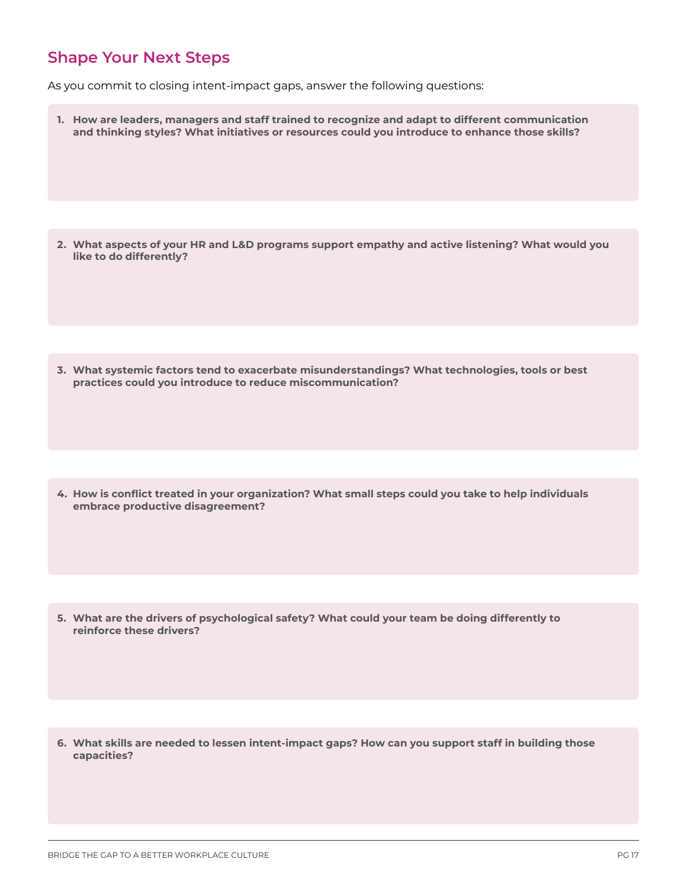## Shape Your Next Steps

As you commit to closing intent-impact gaps, answer the following questions:

1. **How are leaders, managers and staff trained to recognize and adapt to different communication and thinking styles? What initiatives or resources could you introduce to enhance those skills?**

2. **What aspects of your HR and L&D programs support empathy and active listening? What would you like to do differently?**

3. **What systemic factors tend to exacerbate misunderstandings? What technologies, tools or best practices could you introduce to reduce miscommunication?**

4. **How is conflict treated in your organization? What small steps could you take to help individuals embrace productive disagreement?**

5. **What are the drivers of psychological safety? What could your team be doing differently to reinforce these drivers?**

6. **What skills are needed to lessen intent-impact gaps? How can you support staff in building those capacities?**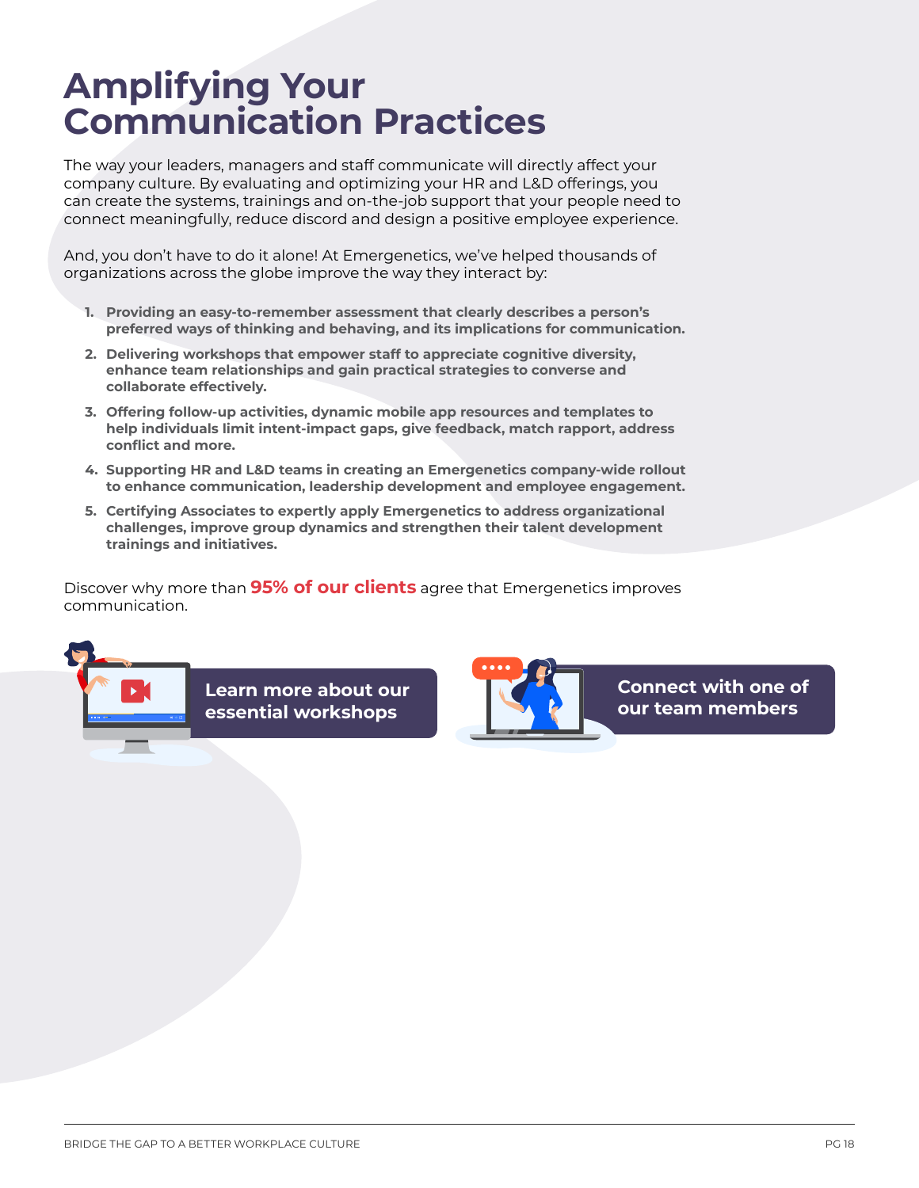# Amplifying Your Communication Practices

The way your leaders, managers and staff communicate will directly affect your company culture. By evaluating and optimizing your HR and L&D offerings, you can create the systems, trainings and on-the-job support that your people need to connect meaningfully, reduce discord and design a positive employee experience.

And, you don't have to do it alone! At Emergenetics, we've helped thousands of organizations across the globe improve the way they interact by:

1. **Providing an easy-to-remember assessment that clearly describes a person's preferred ways of thinking and behaving, and its implications for communication.**
2. **Delivering workshops that empower staff to appreciate cognitive diversity, enhance team relationships and gain practical strategies to converse and collaborate effectively.**
3. **Offering follow-up activities, dynamic mobile app resources and templates to help individuals limit intent-impact gaps, give feedback, match rapport, address conflict and more.**
4. **Supporting HR and L&D teams in creating an Emergenetics company-wide rollout to enhance communication, leadership development and employee engagement.**
5. **Certifying Associates to expertly apply Emergenetics to address organizational challenges, improve group dynamics and strengthen their talent development trainings and initiatives.**

Discover why more than **95% of our clients** agree that Emergenetics improves communication.

**Learn more about our essential workshops**

**Connect with one of our team members**